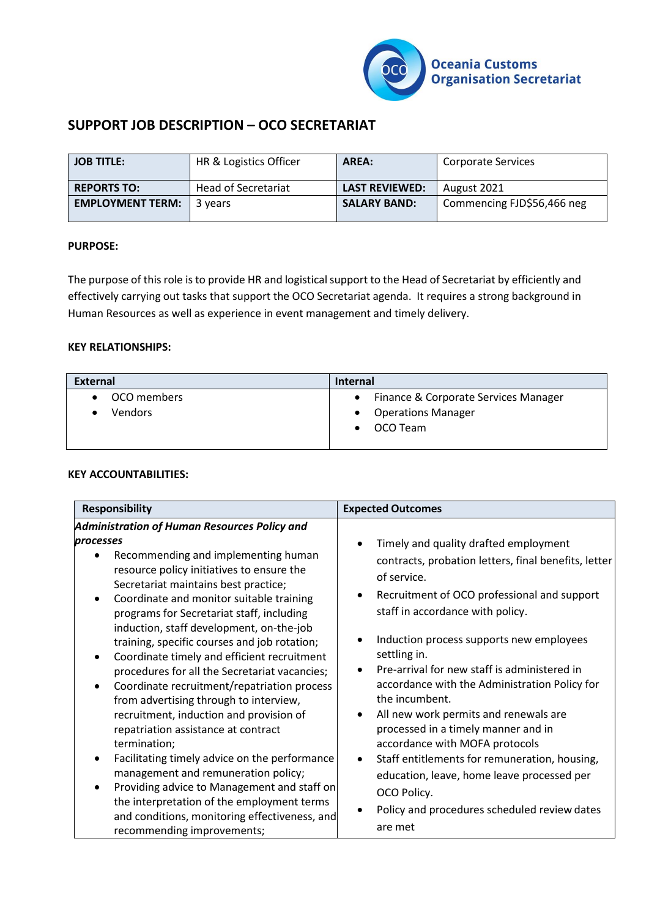Oceania Customs Organisation Secretariat

# SUPPORT JOB DESCRIPTION – OCO SECRETARIAT

| | | | |
|---|---|---|---|
| **JOB TITLE:** | HR & Logistics Officer | **AREA:** | Corporate Services |
| **REPORTS TO:** | Head of Secretariat | **LAST REVIEWED:** | August 2021 |
| **EMPLOYMENT TERM:** | 3 years | **SALARY BAND:** | Commencing FJD$56,466 neg |

**PURPOSE:**

The purpose of this role is to provide HR and logistical support to the Head of Secretariat by efficiently and effectively carrying out tasks that support the OCO Secretariat agenda. It requires a strong background in Human Resources as well as experience in event management and timely delivery.

**KEY RELATIONSHIPS:**

| External | Internal |
|---|---|
| • OCO members<br>• Vendors | • Finance & Corporate Services Manager<br>• Operations Manager<br>• OCO Team |

**KEY ACCOUNTABILITIES:**

| Responsibility | Expected Outcomes |
|---|---|
| ***Administration of Human Resources Policy and processes***<br>• Recommending and implementing human resource policy initiatives to ensure the Secretariat maintains best practice;<br>• Coordinate and monitor suitable training programs for Secretariat staff, including induction, staff development, on-the-job training, specific courses and job rotation;<br>• Coordinate timely and efficient recruitment procedures for all the Secretariat vacancies;<br>• Coordinate recruitment/repatriation process from advertising through to interview, recruitment, induction and provision of repatriation assistance at contract termination;<br>• Facilitating timely advice on the performance management and remuneration policy;<br>• Providing advice to Management and staff on the interpretation of the employment terms and conditions, monitoring effectiveness, and recommending improvements; | • Timely and quality drafted employment contracts, probation letters, final benefits, letter of service.<br>• Recruitment of OCO professional and support staff in accordance with policy.<br>• Induction process supports new employees settling in.<br>• Pre-arrival for new staff is administered in accordance with the Administration Policy for the incumbent.<br>• All new work permits and renewals are processed in a timely manner and in accordance with MOFA protocols<br>• Staff entitlements for remuneration, housing, education, leave, home leave processed per OCO Policy.<br>• Policy and procedures scheduled review dates are met |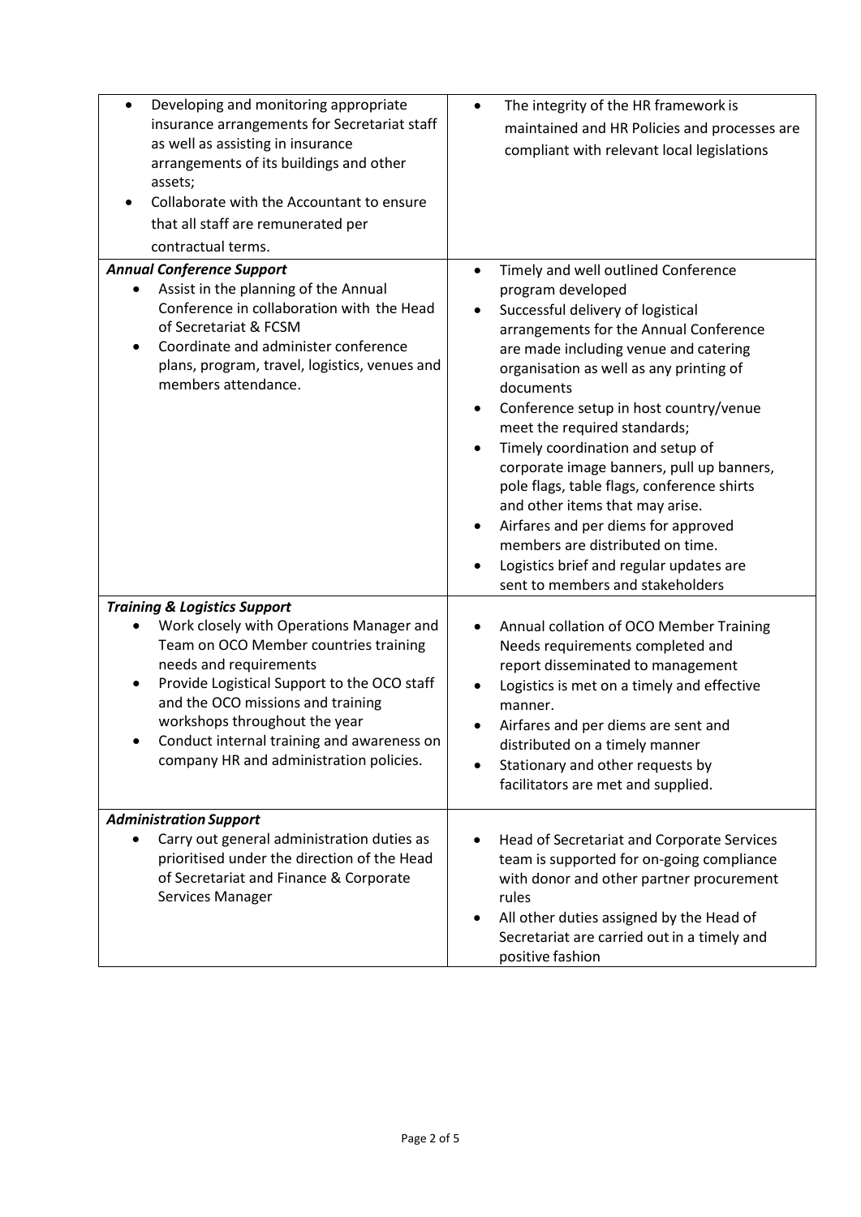| | |
|---|---|
| • Developing and monitoring appropriate insurance arrangements for Secretariat staff as well as assisting in insurance arrangements of its buildings and other assets;<br>• Collaborate with the Accountant to ensure that all staff are remunerated per contractual terms. | • The integrity of the HR framework is maintained and HR Policies and processes are compliant with relevant local legislations |
| ***Annual Conference Support***<br>• Assist in the planning of the Annual Conference in collaboration with the Head of Secretariat & FCSM<br>• Coordinate and administer conference plans, program, travel, logistics, venues and members attendance. | • Timely and well outlined Conference program developed<br>• Successful delivery of logistical arrangements for the Annual Conference are made including venue and catering organisation as well as any printing of documents<br>• Conference setup in host country/venue meet the required standards;<br>• Timely coordination and setup of corporate image banners, pull up banners, pole flags, table flags, conference shirts and other items that may arise.<br>• Airfares and per diems for approved members are distributed on time.<br>• Logistics brief and regular updates are sent to members and stakeholders |
| ***Training & Logistics Support***<br>• Work closely with Operations Manager and Team on OCO Member countries training needs and requirements<br>• Provide Logistical Support to the OCO staff and the OCO missions and training workshops throughout the year<br>• Conduct internal training and awareness on company HR and administration policies. | • Annual collation of OCO Member Training Needs requirements completed and report disseminated to management<br>• Logistics is met on a timely and effective manner.<br>• Airfares and per diems are sent and distributed on a timely manner<br>• Stationary and other requests by facilitators are met and supplied. |
| ***Administration Support***<br>• Carry out general administration duties as prioritised under the direction of the Head of Secretariat and Finance & Corporate Services Manager | • Head of Secretariat and Corporate Services team is supported for on-going compliance with donor and other partner procurement rules<br>• All other duties assigned by the Head of Secretariat are carried out in a timely and positive fashion |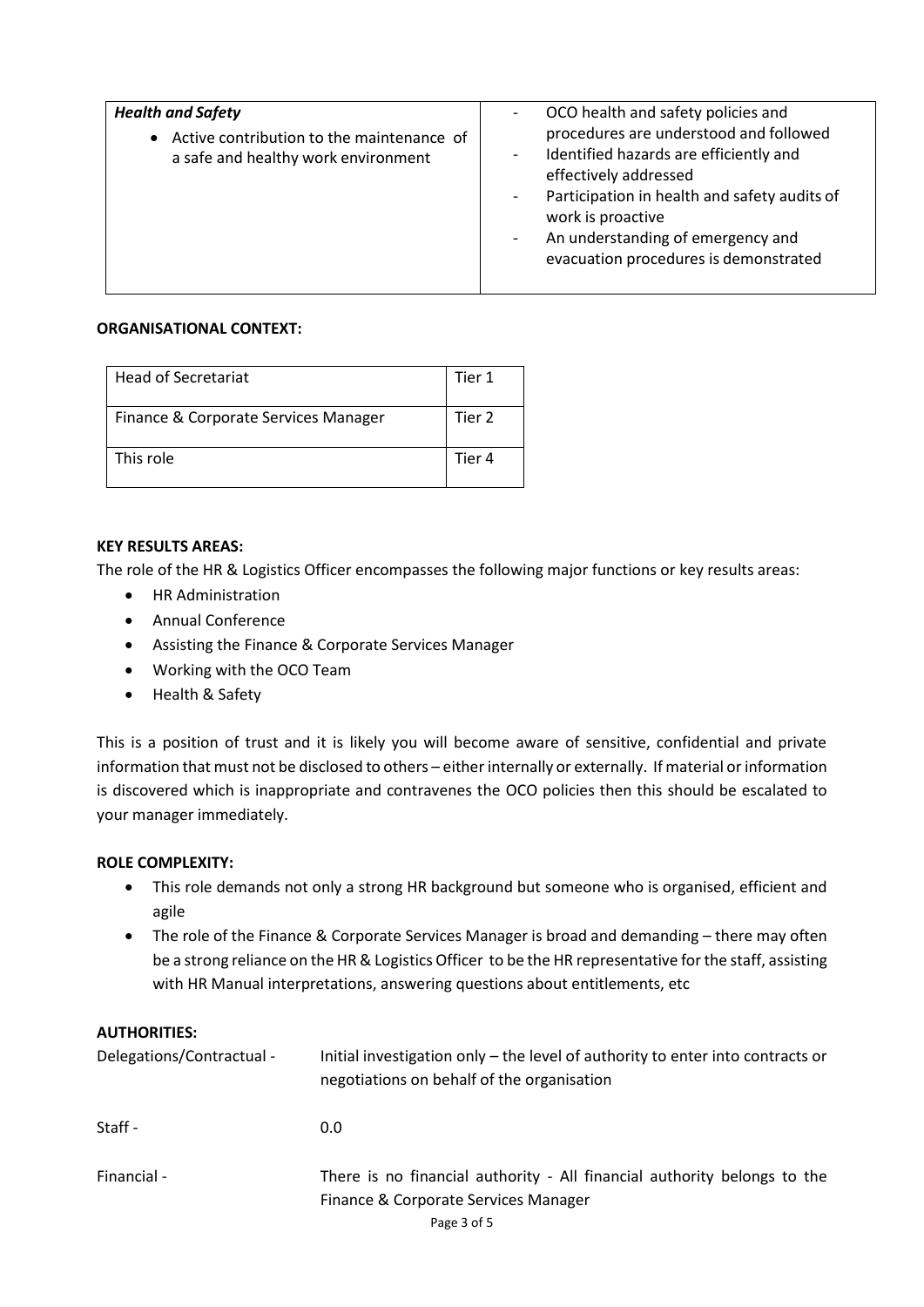| | |
|---|---|
| ***Health and Safety***<br>• Active contribution to the maintenance of a safe and healthy work environment | - OCO health and safety policies and procedures are understood and followed<br>- Identified hazards are efficiently and effectively addressed<br>- Participation in health and safety audits of work is proactive<br>- An understanding of emergency and evacuation procedures is demonstrated |

**ORGANISATIONAL CONTEXT:**

| | |
|---|---|
| Head of Secretariat | Tier 1 |
| Finance & Corporate Services Manager | Tier 2 |
| This role | Tier 4 |

**KEY RESULTS AREAS:**

The role of the HR & Logistics Officer encompasses the following major functions or key results areas:

- HR Administration
- Annual Conference
- Assisting the Finance & Corporate Services Manager
- Working with the OCO Team
- Health & Safety

This is a position of trust and it is likely you will become aware of sensitive, confidential and private information that must not be disclosed to others – either internally or externally. If material or information is discovered which is inappropriate and contravenes the OCO policies then this should be escalated to your manager immediately.

**ROLE COMPLEXITY:**

- This role demands not only a strong HR background but someone who is organised, efficient and agile
- The role of the Finance & Corporate Services Manager is broad and demanding – there may often be a strong reliance on the HR & Logistics Officer to be the HR representative for the staff, assisting with HR Manual interpretations, answering questions about entitlements, etc

**AUTHORITIES:**

| | |
|---|---|
| Delegations/Contractual - | Initial investigation only – the level of authority to enter into contracts or negotiations on behalf of the organisation |
| Staff - | 0.0 |
| Financial - | There is no financial authority - All financial authority belongs to the Finance & Corporate Services Manager |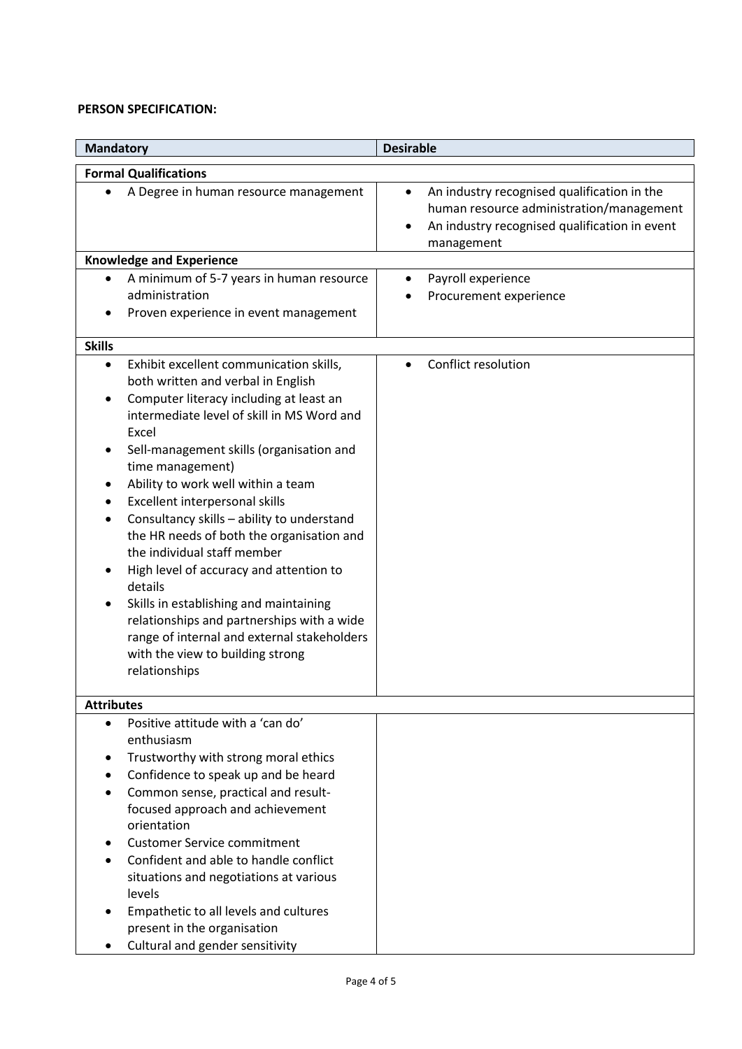**PERSON SPECIFICATION:**

| Mandatory | Desirable |
|---|---|
| **Formal Qualifications** | |
| • A Degree in human resource management | • An industry recognised qualification in the human resource administration/management<br>• An industry recognised qualification in event management |
| **Knowledge and Experience** | |
| • A minimum of 5-7 years in human resource administration<br>• Proven experience in event management | • Payroll experience<br>• Procurement experience |
| **Skills** | |
| • Exhibit excellent communication skills, both written and verbal in English<br>• Computer literacy including at least an intermediate level of skill in MS Word and Excel<br>• Sell-management skills (organisation and time management)<br>• Ability to work well within a team<br>• Excellent interpersonal skills<br>• Consultancy skills – ability to understand the HR needs of both the organisation and the individual staff member<br>• High level of accuracy and attention to details<br>• Skills in establishing and maintaining relationships and partnerships with a wide range of internal and external stakeholders with the view to building strong relationships | • Conflict resolution |
| **Attributes** | |
| • Positive attitude with a 'can do' enthusiasm<br>• Trustworthy with strong moral ethics<br>• Confidence to speak up and be heard<br>• Common sense, practical and result-focused approach and achievement orientation<br>• Customer Service commitment<br>• Confident and able to handle conflict situations and negotiations at various levels<br>• Empathetic to all levels and cultures present in the organisation<br>• Cultural and gender sensitivity | |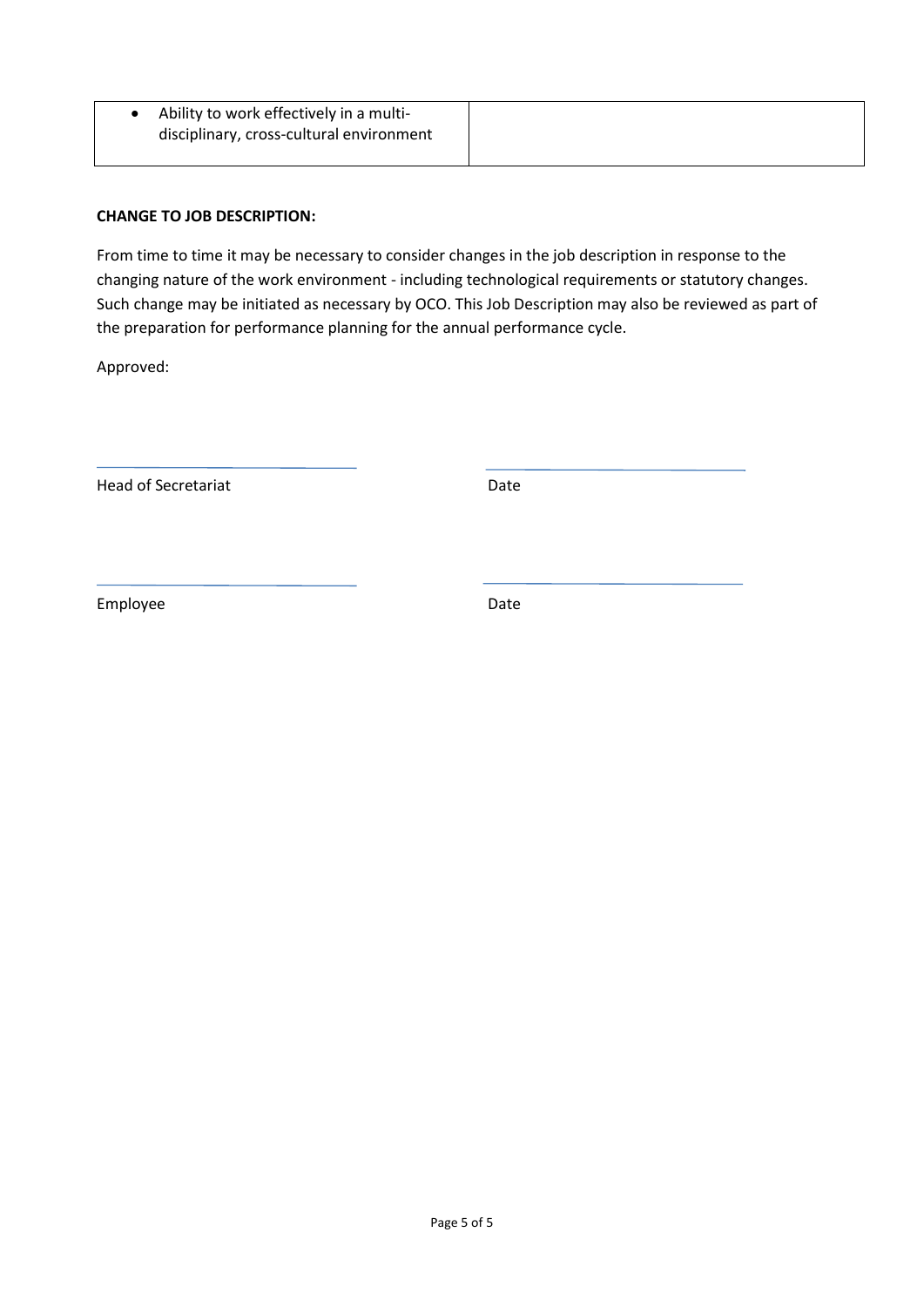| | |
|---|---|
| • Ability to work effectively in a multi-disciplinary, cross-cultural environment | |

**CHANGE TO JOB DESCRIPTION:**

From time to time it may be necessary to consider changes in the job description in response to the changing nature of the work environment - including technological requirements or statutory changes. Such change may be initiated as necessary by OCO. This Job Description may also be reviewed as part of the preparation for performance planning for the annual performance cycle.

Approved:

_________________________ &nbsp;&nbsp;&nbsp;&nbsp;&nbsp;&nbsp;&nbsp;&nbsp;&nbsp;&nbsp; _________________________

Head of Secretariat &nbsp;&nbsp;&nbsp;&nbsp;&nbsp;&nbsp;&nbsp;&nbsp;&nbsp;&nbsp;&nbsp;&nbsp;&nbsp;&nbsp;&nbsp;&nbsp;&nbsp;&nbsp;&nbsp;&nbsp;&nbsp;&nbsp;&nbsp;&nbsp;&nbsp;&nbsp; Date

_________________________ &nbsp;&nbsp;&nbsp;&nbsp;&nbsp;&nbsp;&nbsp;&nbsp;&nbsp;&nbsp; _________________________

Employee &nbsp;&nbsp;&nbsp;&nbsp;&nbsp;&nbsp;&nbsp;&nbsp;&nbsp;&nbsp;&nbsp;&nbsp;&nbsp;&nbsp;&nbsp;&nbsp;&nbsp;&nbsp;&nbsp;&nbsp;&nbsp;&nbsp;&nbsp;&nbsp;&nbsp;&nbsp;&nbsp;&nbsp;&nbsp;&nbsp;&nbsp;&nbsp;&nbsp;&nbsp;&nbsp;&nbsp;&nbsp;&nbsp;&nbsp;&nbsp;&nbsp; Date